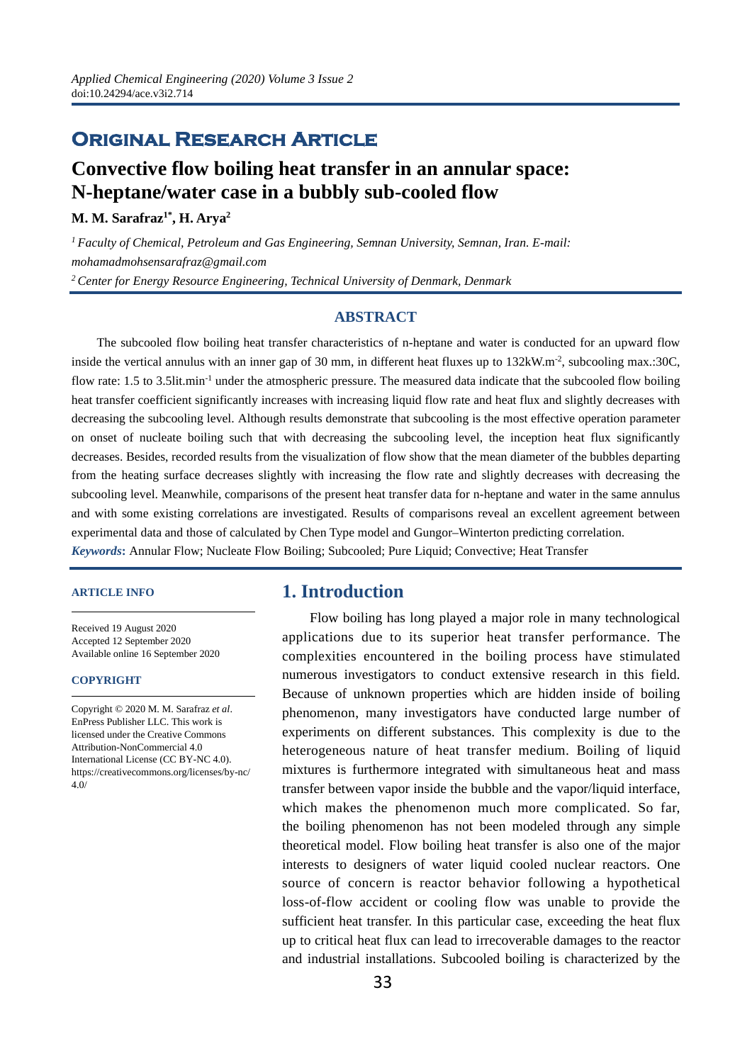## Original Research Article

# Convective flow boiling heat transfer in an annular space: N-heptane/water case in a bubbly sub-cooled flow

**M. M. Sarafraz[1*], H. Arya[2]**

*[1] Faculty of Chemical, Petroleum and Gas Engineering, Semnan University, Semnan, Iran. E-mail: mohamadmohsensarafraz@gmail.com*

*[2] Center for Energy Resource Engineering, Technical University of Denmark, Denmark*

## ABSTRACT

The subcooled flow boiling heat transfer characteristics of n-heptane and water is conducted for an upward flow inside the vertical annulus with an inner gap of 30 mm, in different heat fluxes up to 132kW.m$^{-2}$, subcooling max.:30C, flow rate: 1.5 to 3.5lit.min$^{-1}$ under the atmospheric pressure. The measured data indicate that the subcooled flow boiling heat transfer coefficient significantly increases with increasing liquid flow rate and heat flux and slightly decreases with decreasing the subcooling level. Although results demonstrate that subcooling is the most effective operation parameter on onset of nucleate boiling such that with decreasing the subcooling level, the inception heat flux significantly decreases. Besides, recorded results from the visualization of flow show that the mean diameter of the bubbles departing from the heating surface decreases slightly with increasing the flow rate and slightly decreases with decreasing the subcooling level. Meanwhile, comparisons of the present heat transfer data for n-heptane and water in the same annulus and with some existing correlations are investigated. Results of comparisons reveal an excellent agreement between experimental data and those of calculated by Chen Type model and Gungor–Winterton predicting correlation.

***Keywords*:** Annular Flow; Nucleate Flow Boiling; Subcooled; Pure Liquid; Convective; Heat Transfer

**ARTICLE INFO**

Received 19 August 2020
Accepted 12 September 2020
Available online 16 September 2020

**COPYRIGHT**

Copyright © 2020 M. M. Sarafraz *et al*. EnPress Publisher LLC. This work is licensed under the Creative Commons Attribution-NonCommercial 4.0 International License (CC BY-NC 4.0). https://creativecommons.org/licenses/by-nc/4.0/

## 1. Introduction

Flow boiling has long played a major role in many technological applications due to its superior heat transfer performance. The complexities encountered in the boiling process have stimulated numerous investigators to conduct extensive research in this field. Because of unknown properties which are hidden inside of boiling phenomenon, many investigators have conducted large number of experiments on different substances. This complexity is due to the heterogeneous nature of heat transfer medium. Boiling of liquid mixtures is furthermore integrated with simultaneous heat and mass transfer between vapor inside the bubble and the vapor/liquid interface, which makes the phenomenon much more complicated. So far, the boiling phenomenon has not been modeled through any simple theoretical model. Flow boiling heat transfer is also one of the major interests to designers of water liquid cooled nuclear reactors. One source of concern is reactor behavior following a hypothetical loss-of-flow accident or cooling flow was unable to provide the sufficient heat transfer. In this particular case, exceeding the heat flux up to critical heat flux can lead to irrecoverable damages to the reactor and industrial installations. Subcooled boiling is characterized by the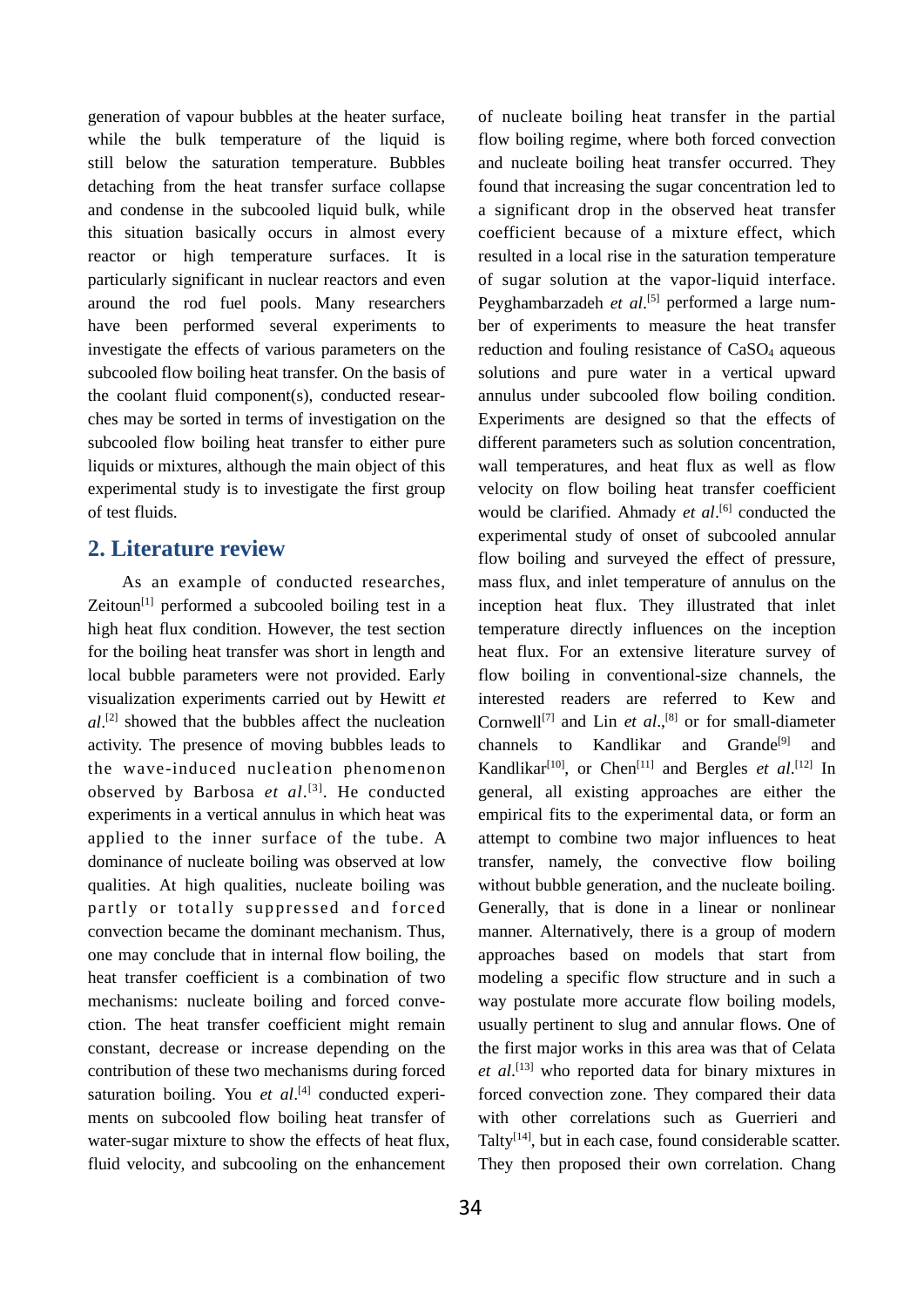generation of vapour bubbles at the heater surface, while the bulk temperature of the liquid is still below the saturation temperature. Bubbles detaching from the heat transfer surface collapse and condense in the subcooled liquid bulk, while this situation basically occurs in almost every reactor or high temperature surfaces. It is particularly significant in nuclear reactors and even around the rod fuel pools. Many researchers have been performed several experiments to investigate the effects of various parameters on the subcooled flow boiling heat transfer. On the basis of the coolant fluid component(s), conducted researches may be sorted in terms of investigation on the subcooled flow boiling heat transfer to either pure liquids or mixtures, although the main object of this experimental study is to investigate the first group of test fluids.

## 2. Literature review

As an example of conducted researches, Zeitoun[1] performed a subcooled boiling test in a high heat flux condition. However, the test section for the boiling heat transfer was short in length and local bubble parameters were not provided. Early visualization experiments carried out by Hewitt *et al*.[2] showed that the bubbles affect the nucleation activity. The presence of moving bubbles leads to the wave-induced nucleation phenomenon observed by Barbosa *et al*.[3]. He conducted experiments in a vertical annulus in which heat was applied to the inner surface of the tube. A dominance of nucleate boiling was observed at low qualities. At high qualities, nucleate boiling was partly or totally suppressed and forced convection became the dominant mechanism. Thus, one may conclude that in internal flow boiling, the heat transfer coefficient is a combination of two mechanisms: nucleate boiling and forced convection. The heat transfer coefficient might remain constant, decrease or increase depending on the contribution of these two mechanisms during forced saturation boiling. You *et al*.[4] conducted experiments on subcooled flow boiling heat transfer of water-sugar mixture to show the effects of heat flux, fluid velocity, and subcooling on the enhancement of nucleate boiling heat transfer in the partial flow boiling regime, where both forced convection and nucleate boiling heat transfer occurred. They found that increasing the sugar concentration led to a significant drop in the observed heat transfer coefficient because of a mixture effect, which resulted in a local rise in the saturation temperature of sugar solution at the vapor-liquid interface. Peyghambarzadeh *et al*.[5] performed a large number of experiments to measure the heat transfer reduction and fouling resistance of $CaSO_4$ aqueous solutions and pure water in a vertical upward annulus under subcooled flow boiling condition. Experiments are designed so that the effects of different parameters such as solution concentration, wall temperatures, and heat flux as well as flow velocity on flow boiling heat transfer coefficient would be clarified. Ahmady *et al*.[6] conducted the experimental study of onset of subcooled annular flow boiling and surveyed the effect of pressure, mass flux, and inlet temperature of annulus on the inception heat flux. They illustrated that inlet temperature directly influences on the inception heat flux. For an extensive literature survey of flow boiling in conventional-size channels, the interested readers are referred to Kew and Cornwell[7] and Lin *et al*.,[8] or for small-diameter channels to Kandlikar and Grande[9] and Kandlikar[10], or Chen[11] and Bergles *et al*.[12] In general, all existing approaches are either the empirical fits to the experimental data, or form an attempt to combine two major influences to heat transfer, namely, the convective flow boiling without bubble generation, and the nucleate boiling. Generally, that is done in a linear or nonlinear manner. Alternatively, there is a group of modern approaches based on models that start from modeling a specific flow structure and in such a way postulate more accurate flow boiling models, usually pertinent to slug and annular flows. One of the first major works in this area was that of Celata *et al*.[13] who reported data for binary mixtures in forced convection zone. They compared their data with other correlations such as Guerrieri and Talty[14], but in each case, found considerable scatter. They then proposed their own correlation. Chang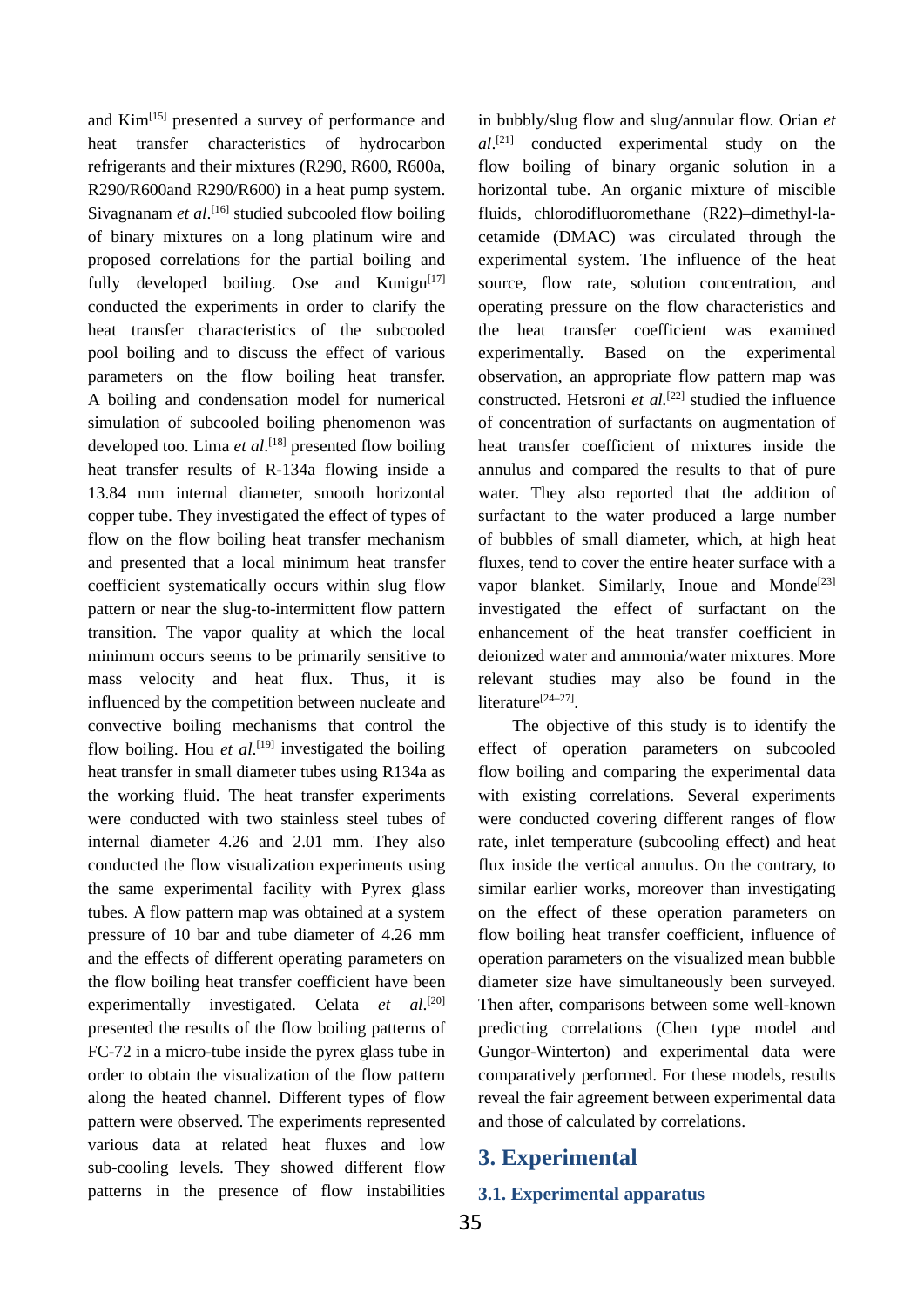and Kim[15] presented a survey of performance and heat transfer characteristics of hydrocarbon refrigerants and their mixtures (R290, R600, R600a, R290/R600and R290/R600) in a heat pump system. Sivagnanam *et al*.[16] studied subcooled flow boiling of binary mixtures on a long platinum wire and proposed correlations for the partial boiling and fully developed boiling. Ose and Kunigu[17] conducted the experiments in order to clarify the heat transfer characteristics of the subcooled pool boiling and to discuss the effect of various parameters on the flow boiling heat transfer. A boiling and condensation model for numerical simulation of subcooled boiling phenomenon was developed too. Lima *et al*.[18] presented flow boiling heat transfer results of R-134a flowing inside a 13.84 mm internal diameter, smooth horizontal copper tube. They investigated the effect of types of flow on the flow boiling heat transfer mechanism and presented that a local minimum heat transfer coefficient systematically occurs within slug flow pattern or near the slug-to-intermittent flow pattern transition. The vapor quality at which the local minimum occurs seems to be primarily sensitive to mass velocity and heat flux. Thus, it is influenced by the competition between nucleate and convective boiling mechanisms that control the flow boiling. Hou *et al*.[19] investigated the boiling heat transfer in small diameter tubes using R134a as the working fluid. The heat transfer experiments were conducted with two stainless steel tubes of internal diameter 4.26 and 2.01 mm. They also conducted the flow visualization experiments using the same experimental facility with Pyrex glass tubes. A flow pattern map was obtained at a system pressure of 10 bar and tube diameter of 4.26 mm and the effects of different operating parameters on the flow boiling heat transfer coefficient have been experimentally investigated. Celata *et al*.[20] presented the results of the flow boiling patterns of FC-72 in a micro-tube inside the pyrex glass tube in order to obtain the visualization of the flow pattern along the heated channel. Different types of flow pattern were observed. The experiments represented various data at related heat fluxes and low sub-cooling levels. They showed different flow patterns in the presence of flow instabilities in bubbly/slug flow and slug/annular flow. Orian *et al*.[21] conducted experimental study on the flow boiling of binary organic solution in a horizontal tube. An organic mixture of miscible fluids, chlorodifluoromethane (R22)–dimethyl-la-cetamide (DMAC) was circulated through the experimental system. The influence of the heat source, flow rate, solution concentration, and operating pressure on the flow characteristics and the heat transfer coefficient was examined experimentally. Based on the experimental observation, an appropriate flow pattern map was constructed. Hetsroni *et al*.[22] studied the influence of concentration of surfactants on augmentation of heat transfer coefficient of mixtures inside the annulus and compared the results to that of pure water. They also reported that the addition of surfactant to the water produced a large number of bubbles of small diameter, which, at high heat fluxes, tend to cover the entire heater surface with a vapor blanket. Similarly, Inoue and Monde[23] investigated the effect of surfactant on the enhancement of the heat transfer coefficient in deionized water and ammonia/water mixtures. More relevant studies may also be found in the literature[24–27].

The objective of this study is to identify the effect of operation parameters on subcooled flow boiling and comparing the experimental data with existing correlations. Several experiments were conducted covering different ranges of flow rate, inlet temperature (subcooling effect) and heat flux inside the vertical annulus. On the contrary, to similar earlier works, moreover than investigating on the effect of these operation parameters on flow boiling heat transfer coefficient, influence of operation parameters on the visualized mean bubble diameter size have simultaneously been surveyed. Then after, comparisons between some well-known predicting correlations (Chen type model and Gungor-Winterton) and experimental data were comparatively performed. For these models, results reveal the fair agreement between experimental data and those of calculated by correlations.

## 3. Experimental

### 3.1. Experimental apparatus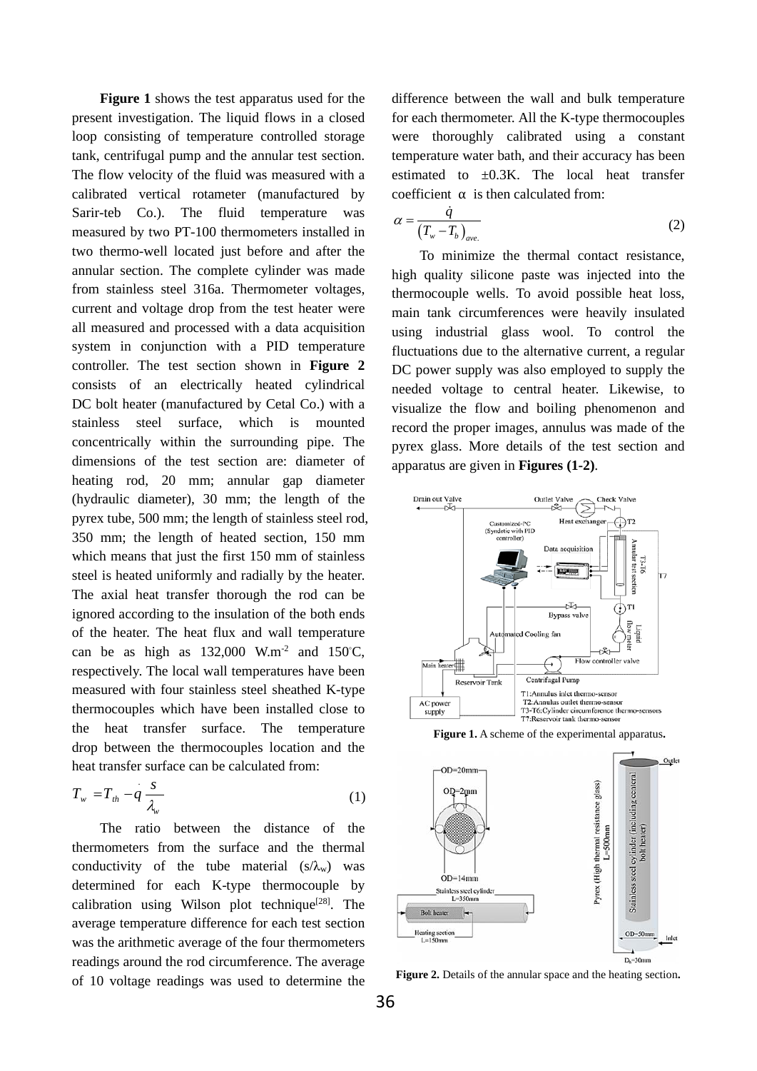**Figure 1** shows the test apparatus used for the present investigation. The liquid flows in a closed loop consisting of temperature controlled storage tank, centrifugal pump and the annular test section. The flow velocity of the fluid was measured with a calibrated vertical rotameter (manufactured by Sarir-teb Co.). The fluid temperature was measured by two PT-100 thermometers installed in two thermo-well located just before and after the annular section. The complete cylinder was made from stainless steel 316a. Thermometer voltages, current and voltage drop from the test heater were all measured and processed with a data acquisition system in conjunction with a PID temperature controller. The test section shown in **Figure 2** consists of an electrically heated cylindrical DC bolt heater (manufactured by Cetal Co.) with a stainless steel surface, which is mounted concentrically within the surrounding pipe. The dimensions of the test section are: diameter of heating rod, 20 mm; annular gap diameter (hydraulic diameter), 30 mm; the length of the pyrex tube, 500 mm; the length of stainless steel rod, 350 mm; the length of heated section, 150 mm which means that just the first 150 mm of stainless steel is heated uniformly and radially by the heater. The axial heat transfer thorough the rod can be ignored according to the insulation of the both ends of the heater. The heat flux and wall temperature can be as high as 132,000 W.m$^{-2}$ and 150°C, respectively. The local wall temperatures have been measured with four stainless steel sheathed K-type thermocouples which have been installed close to the heat transfer surface. The temperature drop between the thermocouples location and the heat transfer surface can be calculated from:

$$T_w = T_{th} - \dot{q}\frac{s}{\lambda_w} \quad (1)$$

The ratio between the distance of the thermometers from the surface and the thermal conductivity of the tube material ($s/\lambda_w$) was determined for each K-type thermocouple by calibration using Wilson plot technique[28]. The average temperature difference for each test section was the arithmetic average of the four thermometers readings around the rod circumference. The average of 10 voltage readings was used to determine the difference between the wall and bulk temperature for each thermometer. All the K-type thermocouples were thoroughly calibrated using a constant temperature water bath, and their accuracy has been estimated to ±0.3K. The local heat transfer coefficient α is then calculated from:

$$\alpha = \frac{\dot{q}}{\left(T_w - T_b\right)_{ave.}} \quad (2)$$

To minimize the thermal contact resistance, high quality silicone paste was injected into the thermocouple wells. To avoid possible heat loss, main tank circumferences were heavily insulated using industrial glass wool. To control the fluctuations due to the alternative current, a regular DC power supply was also employed to supply the needed voltage to central heater. Likewise, to visualize the flow and boiling phenomenon and record the proper images, annulus was made of the pyrex glass. More details of the test section and apparatus are given in **Figures (1-2)**.

**Figure 1.** A scheme of the experimental apparatus.

**Figure 2.** Details of the annular space and the heating section.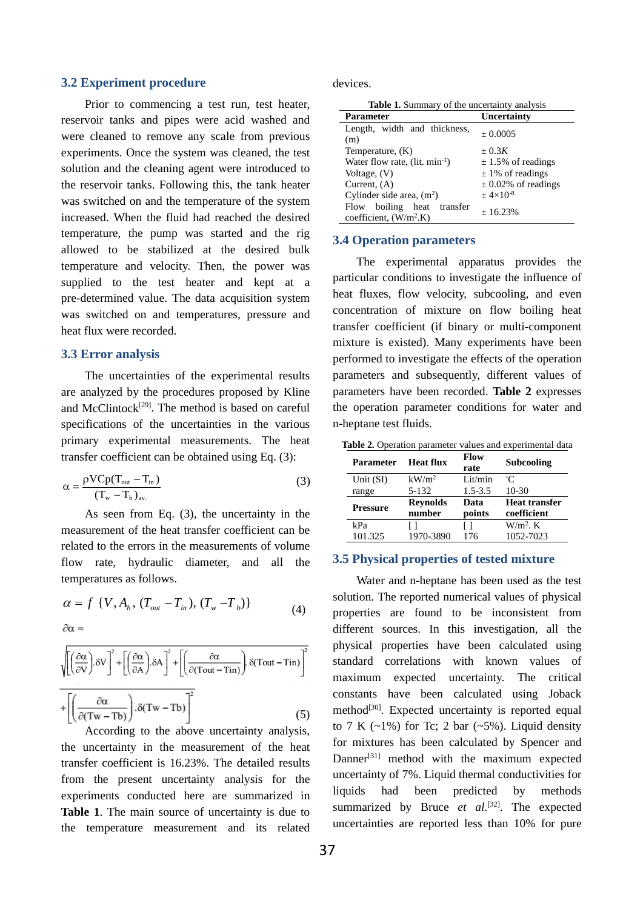### 3.2 Experiment procedure

Prior to commencing a test run, test heater, reservoir tanks and pipes were acid washed and were cleaned to remove any scale from previous experiments. Once the system was cleaned, the test solution and the cleaning agent were introduced to the reservoir tanks. Following this, the tank heater was switched on and the temperature of the system increased. When the fluid had reached the desired temperature, the pump was started and the rig allowed to be stabilized at the desired bulk temperature and velocity. Then, the power was supplied to the test heater and kept at a pre-determined value. The data acquisition system was switched on and temperatures, pressure and heat flux were recorded.

### 3.3 Error analysis

The uncertainties of the experimental results are analyzed by the procedures proposed by Kline and McClintock[29]. The method is based on careful specifications of the uncertainties in the various primary experimental measurements. The heat transfer coefficient can be obtained using Eq. (3):

$$\alpha = \frac{\rho V C p (T_{out} - T_{in})}{(T_w - T_b)_{av.}} \tag{3}$$

As seen from Eq. (3), the uncertainty in the measurement of the heat transfer coefficient can be related to the errors in the measurements of volume flow rate, hydraulic diameter, and all the temperatures as follows.

$$\alpha = f\ \{V, A_h, (T_{out} - T_{in}), (T_w - T_b)\} \tag{4}$$

$$\partial\alpha = \sqrt{\left[\left(\frac{\partial\alpha}{\partial V}\right).\delta V\right]^2 + \left[\left(\frac{\partial\alpha}{\partial A}\right).\delta A\right]^2 + \left[\left(\frac{\partial\alpha}{\partial(\mathrm{Tout}-\mathrm{Tin})}\right).\delta(\mathrm{Tout}-\mathrm{Tin})\right]^2 + \left[\left(\frac{\partial\alpha}{\partial(\mathrm{Tw}-\mathrm{Tb})}\right).\delta(\mathrm{Tw}-\mathrm{Tb})\right]^2} \tag{5}$$

According to the above uncertainty analysis, the uncertainty in the measurement of the heat transfer coefficient is 16.23%. The detailed results from the present uncertainty analysis for the experiments conducted here are summarized in **Table 1**. The main source of uncertainty is due to the temperature measurement and its related devices.

**Table 1.** Summary of the uncertainty analysis

| Parameter | Uncertainty |
|---|---|
| Length, width and thickness, (m) | ± 0.0005 |
| Temperature, (K) | ± 0.3*K* |
| Water flow rate, (lit. min$^{-1}$) | ± 1.5% of readings |
| Voltage, (V) | ± 1% of readings |
| Current, (A) | ± 0.02% of readings |
| Cylinder side area, (m$^2$) | ± $4\times10^{-8}$ |
| Flow boiling heat transfer coefficient, (W/m$^2$.K) | ± 16.23% |

### 3.4 Operation parameters

The experimental apparatus provides the particular conditions to investigate the influence of heat fluxes, flow velocity, subcooling, and even concentration of mixture on flow boiling heat transfer coefficient (if binary or multi-component mixture is existed). Many experiments have been performed to investigate the effects of the operation parameters and subsequently, different values of parameters have been recorded. **Table 2** expresses the operation parameter conditions for water and n-heptane test fluids.

**Table 2.** Operation parameter values and experimental data

| Parameter | Heat flux | Flow rate | Subcooling |
|---|---|---|---|
| Unit (SI) | kW/m$^2$ | Lit/min | °C |
| range | 5-132 | 1.5-3.5 | 10-30 |
| **Pressure** | **Reynolds number** | **Data points** | **Heat transfer coefficient** |
| kPa | [ ] | [ ] | W/m$^2$. K |
| 101.325 | 1970-3890 | 176 | 1052-7023 |

### 3.5 Physical properties of tested mixture

Water and n-heptane has been used as the test solution. The reported numerical values of physical properties are found to be inconsistent from different sources. In this investigation, all the physical properties have been calculated using standard correlations with known values of maximum expected uncertainty. The critical constants have been calculated using Joback method[30]. Expected uncertainty is reported equal to 7 K (~1%) for Tc; 2 bar (~5%). Liquid density for mixtures has been calculated by Spencer and Danner[31] method with the maximum expected uncertainty of 7%. Liquid thermal conductivities for liquids had been predicted by methods summarized by Bruce *et al.*[32]. The expected uncertainties are reported less than 10% for pure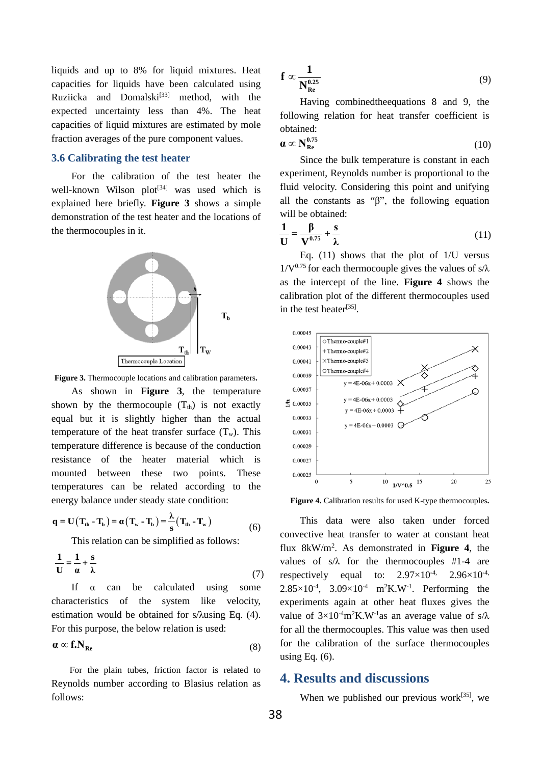liquids and up to 8% for liquid mixtures. Heat capacities for liquids have been calculated using Ruziicka and Domalski[33] method, with the expected uncertainty less than 4%. The heat capacities of liquid mixtures are estimated by mole fraction averages of the pure component values.

### 3.6 Calibrating the test heater

For the calibration of the test heater the well-known Wilson plot[34] was used which is explained here briefly. **Figure 3** shows a simple demonstration of the test heater and the locations of the thermocouples in it.

**Figure 3.** Thermocouple locations and calibration parameters.

As shown in **Figure 3**, the temperature shown by the thermocouple ($T_{th}$) is not exactly equal but it is slightly higher than the actual temperature of the heat transfer surface ($T_w$). This temperature difference is because of the conduction resistance of the heater material which is mounted between these two points. These temperatures can be related according to the energy balance under steady state condition:

$$q = U\left(T_{th} - T_b\right) = \alpha\left(T_w - T_b\right) = \frac{\lambda}{s}\left(T_{th} - T_w\right) \tag{6}$$

This relation can be simplified as follows:

$$\frac{1}{U} = \frac{1}{\alpha} + \frac{s}{\lambda} \tag{7}$$

If $\alpha$ can be calculated using some characteristics of the system like velocity, estimation would be obtained for $s/\lambda$ using Eq. (4). For this purpose, the below relation is used:

$$\alpha \propto f.N_{Re} \tag{8}$$

For the plain tubes, friction factor is related to Reynolds number according to Blasius relation as follows:

$$f \propto \frac{1}{N_{Re}^{0.25}} \tag{9}$$

Having combinedtheequations 8 and 9, the following relation for heat transfer coefficient is obtained:

$$\alpha \propto N_{Re}^{0.75} \tag{10}$$

Since the bulk temperature is constant in each experiment, Reynolds number is proportional to the fluid velocity. Considering this point and unifying all the constants as "β", the following equation will be obtained:

$$\frac{1}{U} = \frac{\beta}{V^{0.75}} + \frac{s}{\lambda} \tag{11}$$

Eq. (11) shows that the plot of 1/U versus $1/V^{0.75}$ for each thermocouple gives the values of $s/\lambda$ as the intercept of the line. **Figure 4** shows the calibration plot of the different thermocouples used in the test heater[35].

**Figure 4.** Calibration results for used K-type thermocouples.

This data were also taken under forced convective heat transfer to water at constant heat flux 8kW/m$^2$. As demonstrated in **Figure 4**, the values of $s/\lambda$ for the thermocouples #1-4 are respectively equal to: $2.97\times10^{-4}$, $2.96\times10^{-4}$, $2.85\times10^{-4}$, $3.09\times10^{-4}$ m$^2$K.W$^{-1}$. Performing the experiments again at other heat fluxes gives the value of $3\times10^{-4}$m$^2$K.W$^{-1}$as an average value of $s/\lambda$ for all the thermocouples. This value was then used for the calibration of the surface thermocouples using Eq. (6).

## 4. Results and discussions

When we published our previous work[35], we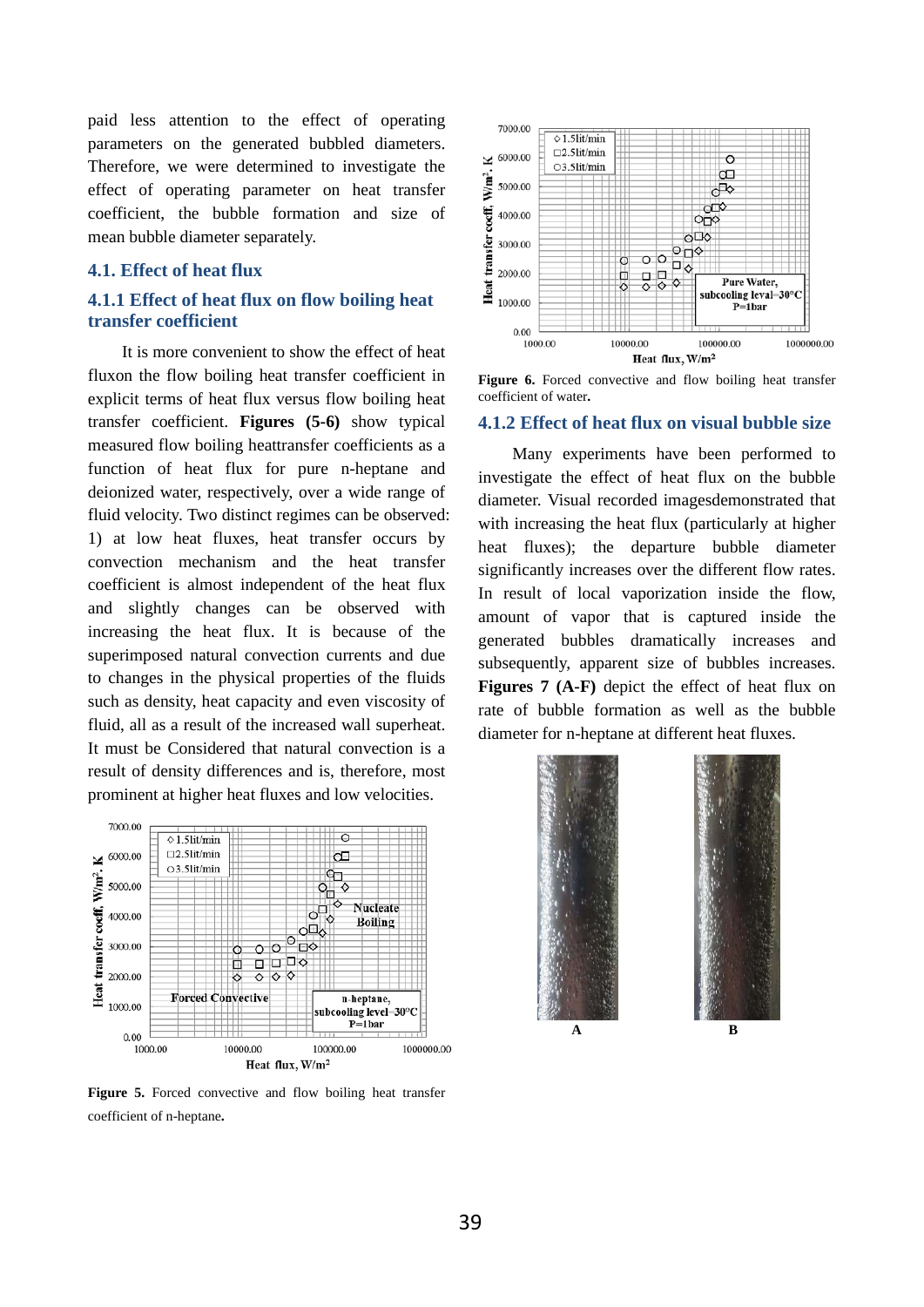paid less attention to the effect of operating parameters on the generated bubbled diameters. Therefore, we were determined to investigate the effect of operating parameter on heat transfer coefficient, the bubble formation and size of mean bubble diameter separately.

## 4.1. Effect of heat flux

### 4.1.1 Effect of heat flux on flow boiling heat transfer coefficient

It is more convenient to show the effect of heat fluxon the flow boiling heat transfer coefficient in explicit terms of heat flux versus flow boiling heat transfer coefficient. **Figures (5-6)** show typical measured flow boiling heattransfer coefficients as a function of heat flux for pure n-heptane and deionized water, respectively, over a wide range of fluid velocity. Two distinct regimes can be observed: 1) at low heat fluxes, heat transfer occurs by convection mechanism and the heat transfer coefficient is almost independent of the heat flux and slightly changes can be observed with increasing the heat flux. It is because of the superimposed natural convection currents and due to changes in the physical properties of the fluids such as density, heat capacity and even viscosity of fluid, all as a result of the increased wall superheat. It must be Considered that natural convection is a result of density differences and is, therefore, most prominent at higher heat fluxes and low velocities.

**Figure 5.** Forced convective and flow boiling heat transfer coefficient of n-heptane.

**Figure 6.** Forced convective and flow boiling heat transfer coefficient of water.

### 4.1.2 Effect of heat flux on visual bubble size

Many experiments have been performed to investigate the effect of heat flux on the bubble diameter. Visual recorded imagesdemonstrated that with increasing the heat flux (particularly at higher heat fluxes); the departure bubble diameter significantly increases over the different flow rates. In result of local vaporization inside the flow, amount of vapor that is captured inside the generated bubbles dramatically increases and subsequently, apparent size of bubbles increases. **Figures 7 (A-F)** depict the effect of heat flux on rate of bubble formation as well as the bubble diameter for n-heptane at different heat fluxes.

A

B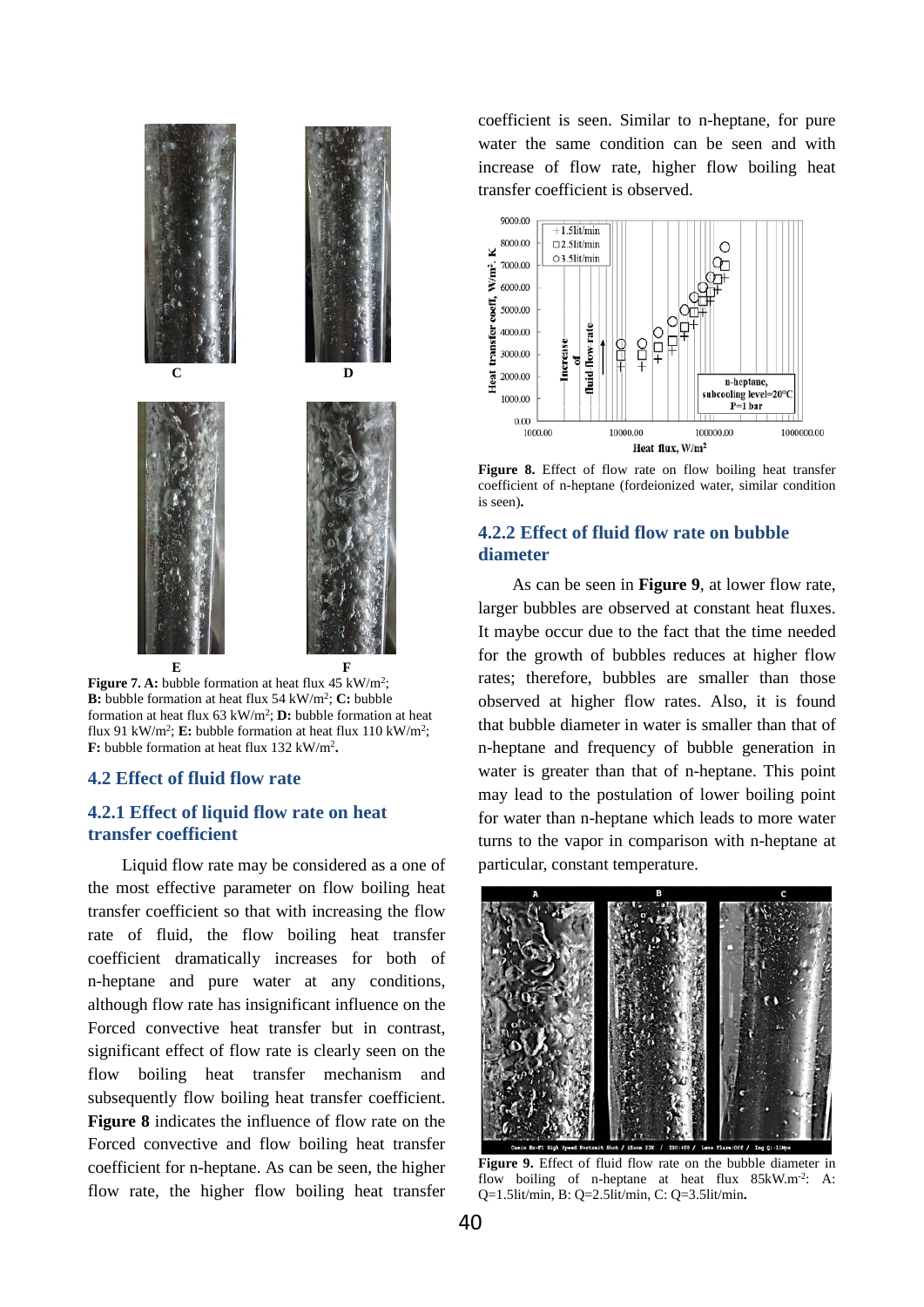C D

E F

**Figure 7. A:** bubble formation at heat flux 45 kW/m$^2$; **B:** bubble formation at heat flux 54 kW/m$^2$; **C:** bubble formation at heat flux 63 kW/m$^2$; **D:** bubble formation at heat flux 91 kW/m$^2$; **E:** bubble formation at heat flux 110 kW/m$^2$; **F:** bubble formation at heat flux 132 kW/m$^2$**.**

## 4.2 Effect of fluid flow rate

### 4.2.1 Effect of liquid flow rate on heat transfer coefficient

Liquid flow rate may be considered as a one of the most effective parameter on flow boiling heat transfer coefficient so that with increasing the flow rate of fluid, the flow boiling heat transfer coefficient dramatically increases for both of n-heptane and pure water at any conditions, although flow rate has insignificant influence on the Forced convective heat transfer but in contrast, significant effect of flow rate is clearly seen on the flow boiling heat transfer mechanism and subsequently flow boiling heat transfer coefficient. **Figure 8** indicates the influence of flow rate on the Forced convective and flow boiling heat transfer coefficient for n-heptane. As can be seen, the higher flow rate, the higher flow boiling heat transfer coefficient is seen. Similar to n-heptane, for pure water the same condition can be seen and with increase of flow rate, higher flow boiling heat transfer coefficient is observed.

**Figure 8.** Effect of flow rate on flow boiling heat transfer coefficient of n-heptane (fordeionized water, similar condition is seen)**.**

### 4.2.2 Effect of fluid flow rate on bubble diameter

As can be seen in **Figure 9**, at lower flow rate, larger bubbles are observed at constant heat fluxes. It maybe occur due to the fact that the time needed for the growth of bubbles reduces at higher flow rates; therefore, bubbles are smaller than those observed at higher flow rates. Also, it is found that bubble diameter in water is smaller than that of n-heptane and frequency of bubble generation in water is greater than that of n-heptane. This point may lead to the postulation of lower boiling point for water than n-heptane which leads to more water turns to the vapor in comparison with n-heptane at particular, constant temperature.

**Figure 9.** Effect of fluid flow rate on the bubble diameter in flow boiling of n-heptane at heat flux 85kW.m$^{-2}$: A: Q=1.5lit/min, B: Q=2.5lit/min, C: Q=3.5lit/min**.**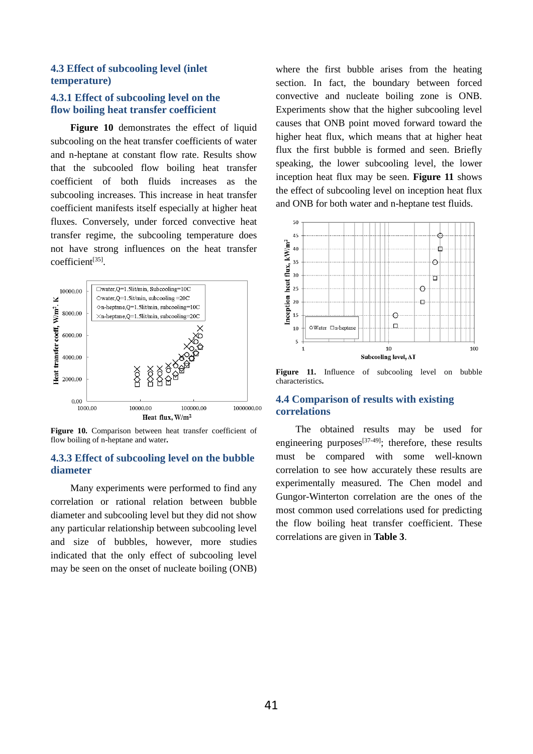### 4.3 Effect of subcooling level (inlet temperature)

#### 4.3.1 Effect of subcooling level on the flow boiling heat transfer coefficient

**Figure 10** demonstrates the effect of liquid subcooling on the heat transfer coefficients of water and n-heptane at constant flow rate. Results show that the subcooled flow boiling heat transfer coefficient of both fluids increases as the subcooling increases. This increase in heat transfer coefficient manifests itself especially at higher heat fluxes. Conversely, under forced convective heat transfer regime, the subcooling temperature does not have strong influences on the heat transfer coefficient[35].

**Figure 10.** Comparison between heat transfer coefficient of flow boiling of n-heptane and water**.**

#### 4.3.3 Effect of subcooling level on the bubble diameter

Many experiments were performed to find any correlation or rational relation between bubble diameter and subcooling level but they did not show any particular relationship between subcooling level and size of bubbles, however, more studies indicated that the only effect of subcooling level may be seen on the onset of nucleate boiling (ONB) where the first bubble arises from the heating section. In fact, the boundary between forced convective and nucleate boiling zone is ONB. Experiments show that the higher subcooling level causes that ONB point moved forward toward the higher heat flux, which means that at higher heat flux the first bubble is formed and seen. Briefly speaking, the lower subcooling level, the lower inception heat flux may be seen. **Figure 11** shows the effect of subcooling level on inception heat flux and ONB for both water and n-heptane test fluids.

**Figure 11.** Influence of subcooling level on bubble characteristics**.**

### 4.4 Comparison of results with existing correlations

The obtained results may be used for engineering purposes[37-49]; therefore, these results must be compared with some well-known correlation to see how accurately these results are experimentally measured. The Chen model and Gungor-Winterton correlation are the ones of the most common used correlations used for predicting the flow boiling heat transfer coefficient. These correlations are given in **Table 3**.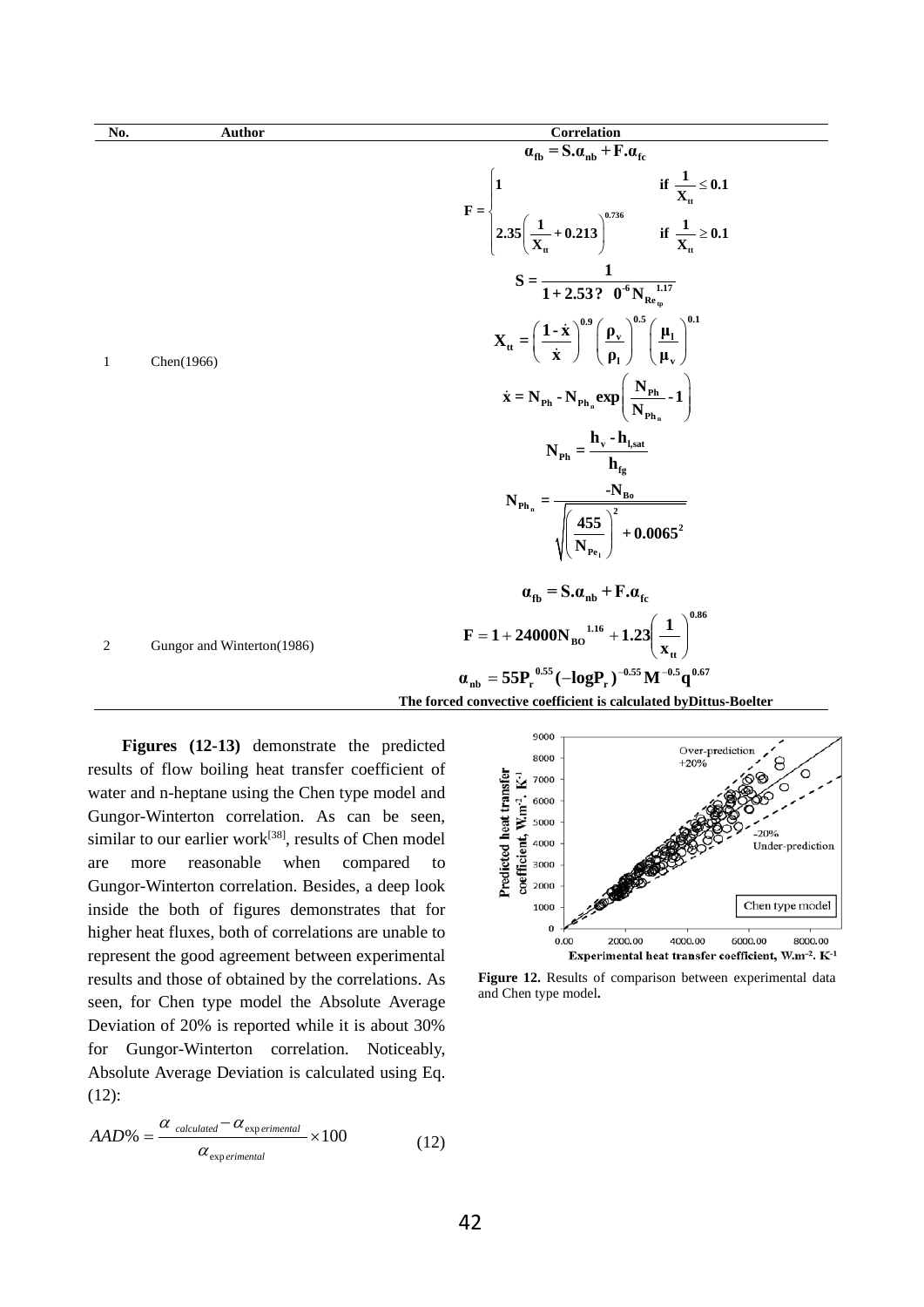| No. | Author | Correlation |
| --- | --- | --- |
| 1 | Chen(1966) | $\alpha_{fb} = S.\alpha_{nb} + F.\alpha_{fc}$ <br> $F = \begin{cases} 1 & \text{if } \frac{1}{X_{tt}} \leq 0.1 \\ 2.35\left(\frac{1}{X_{tt}} + 0.213\right)^{0.736} & \text{if } \frac{1}{X_{tt}} \geq 0.1 \end{cases}$ <br> $S = \frac{1}{1 + 2.53?\ \ 0^{-6} N_{Re_{tp}}^{1.17}}$ <br> $X_{tt} = \left(\frac{1-\dot{x}}{\dot{x}}\right)^{0.9} \left(\frac{\rho_v}{\rho_l}\right)^{0.5} \left(\frac{\mu_l}{\mu_v}\right)^{0.1}$ <br> $\dot{x} = N_{Ph} - N_{Ph_n} \exp\left(\frac{N_{Ph}}{N_{Ph_n}} - 1\right)$ <br> $N_{Ph} = \frac{h_v - h_{l,sat}}{h_{fg}}$ <br> $N_{Ph_n} = \frac{-N_{Bo}}{\sqrt{\left(\frac{455}{N_{Pe_l}}\right)^2 + 0.0065^2}}$ |
| 2 | Gungor and Winterton(1986) | $\alpha_{fb} = S.\alpha_{nb} + F.\alpha_{fc}$ <br> $F = 1 + 24000 N_{BO}^{\ 1.16} + 1.23\left(\frac{1}{x_{tt}}\right)^{0.86}$ <br> $\alpha_{nb} = 55 P_r^{\ 0.55} (-\log P_r)^{-0.55} M^{-0.5} q^{0.67}$ <br> The forced convective coefficient is calculated byDittus-Boelter |

**Figures (12-13)** demonstrate the predicted results of flow boiling heat transfer coefficient of water and n-heptane using the Chen type model and Gungor-Winterton correlation. As can be seen, similar to our earlier work[38], results of Chen model are more reasonable when compared to Gungor-Winterton correlation. Besides, a deep look inside the both of figures demonstrates that for higher heat fluxes, both of correlations are unable to represent the good agreement between experimental results and those of obtained by the correlations. As seen, for Chen type model the Absolute Average Deviation of 20% is reported while it is about 30% for Gungor-Winterton correlation. Noticeably, Absolute Average Deviation is calculated using Eq. (12):

$$AAD\% = \frac{\alpha_{calculated} - \alpha_{experimental}}{\alpha_{experimental}} \times 100 \qquad (12)$$

**Figure 12.** Results of comparison between experimental data and Chen type model**.**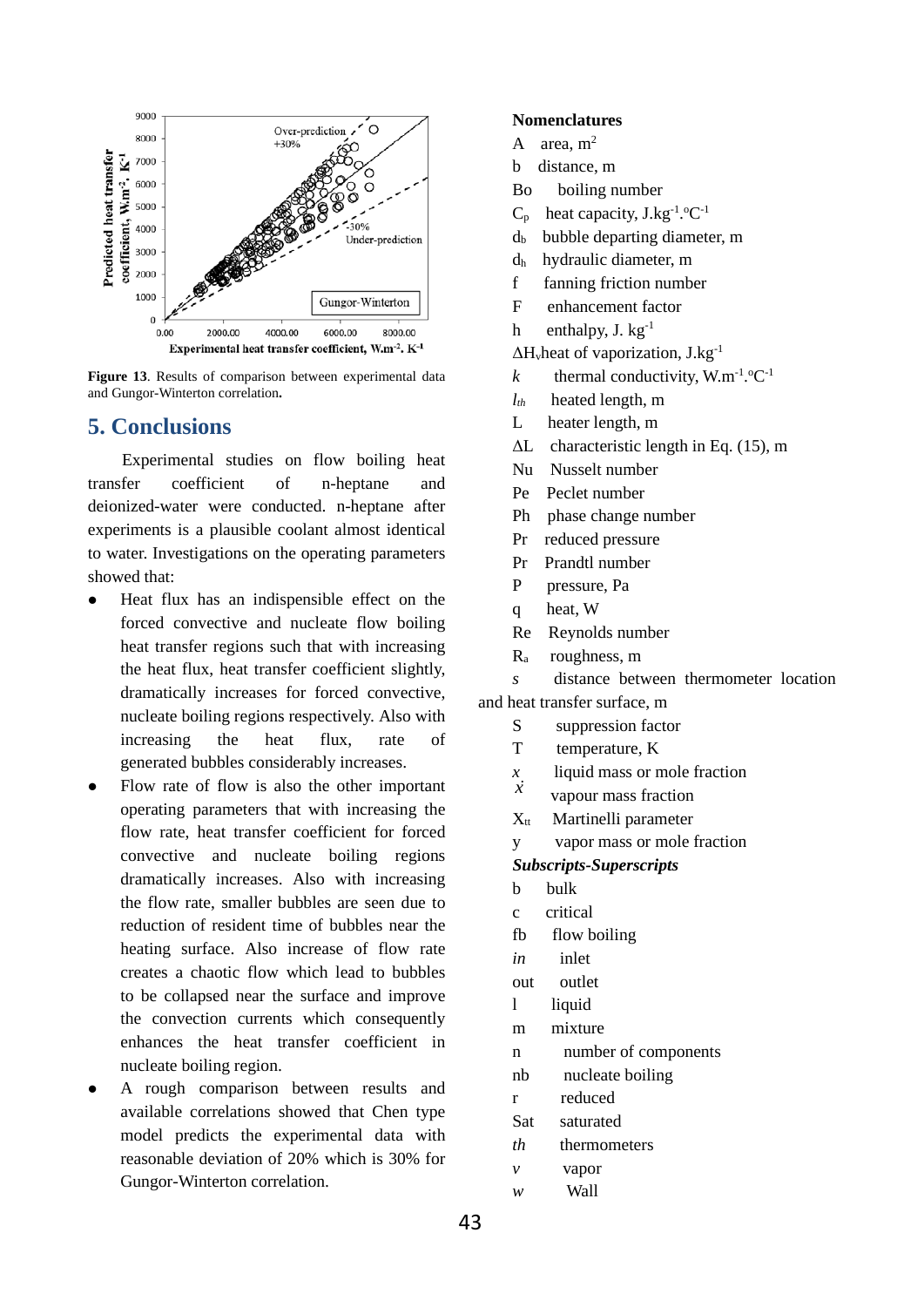Figure 13. Results of comparison between experimental data and Gungor-Winterton correlation.

## 5. Conclusions

Experimental studies on flow boiling heat transfer coefficient of n-heptane and deionized-water were conducted. n-heptane after experiments is a plausible coolant almost identical to water. Investigations on the operating parameters showed that:

- Heat flux has an indispensible effect on the forced convective and nucleate flow boiling heat transfer regions such that with increasing the heat flux, heat transfer coefficient slightly, dramatically increases for forced convective, nucleate boiling regions respectively. Also with increasing the heat flux, rate of generated bubbles considerably increases.
- Flow rate of flow is also the other important operating parameters that with increasing the flow rate, heat transfer coefficient for forced convective and nucleate boiling regions dramatically increases. Also with increasing the flow rate, smaller bubbles are seen due to reduction of resident time of bubbles near the heating surface. Also increase of flow rate creates a chaotic flow which lead to bubbles to be collapsed near the surface and improve the convection currents which consequently enhances the heat transfer coefficient in nucleate boiling region.
- A rough comparison between results and available correlations showed that Chen type model predicts the experimental data with reasonable deviation of 20% which is 30% for Gungor-Winterton correlation.

**Nomenclatures**

A area, $m^2$

b distance, m

Bo boiling number

$C_p$ heat capacity, $J.kg^{-1}.^oC^{-1}$

$d_b$ bubble departing diameter, m

$d_h$ hydraulic diameter, m

f fanning friction number

F enhancement factor

h enthalpy, $J.\ kg^{-1}$

$\Delta H_v$ heat of vaporization, $J.kg^{-1}$

$k$ thermal conductivity, $W.m^{-1}.^oC^{-1}$

$l_{th}$ heated length, m

L heater length, m

$\Delta L$ characteristic length in Eq. (15), m

Nu Nusselt number

Pe Peclet number

Ph phase change number

Pr reduced pressure

Pr Prandtl number

P pressure, Pa

q heat, W

Re Reynolds number

$R_a$ roughness, m

$s$ distance between thermometer location and heat transfer surface, m

S suppression factor

T temperature, K

$x$ liquid mass or mole fraction

$\dot{x}$ vapour mass fraction

$X_{tt}$ Martinelli parameter

y vapor mass or mole fraction

***Subscripts-Superscripts***

b bulk

c critical

fb flow boiling

*in* inlet

out outlet

l liquid

m mixture

n number of components

nb nucleate boiling

r reduced

Sat saturated

*th* thermometers

*v* vapor

*w* Wall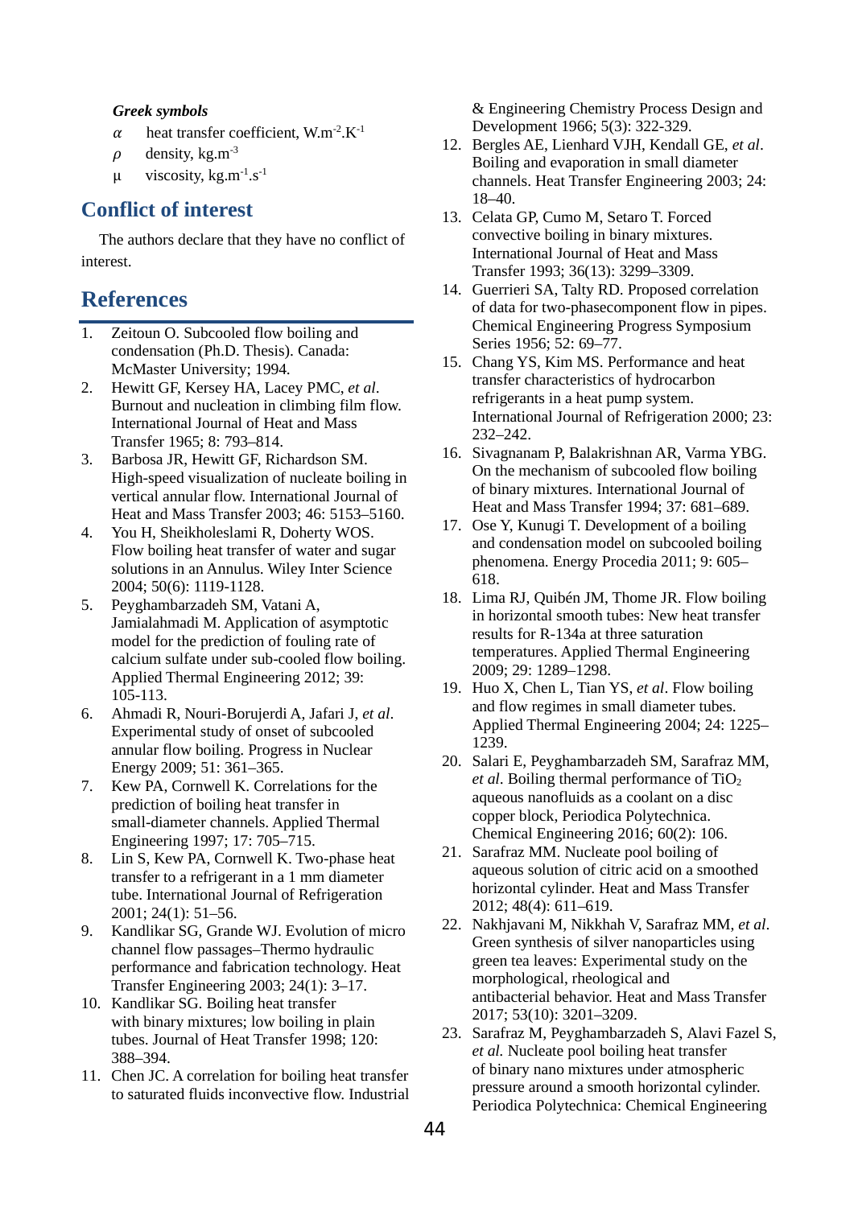***Greek symbols***

$\alpha$ heat transfer coefficient, $W.m^{-2}.K^{-1}$

$\rho$ density, $kg.m^{-3}$

$\mu$ viscosity, $kg.m^{-1}.s^{-1}$

## Conflict of interest

The authors declare that they have no conflict of interest.

## References

1. Zeitoun O. Subcooled flow boiling and condensation (Ph.D. Thesis). Canada: McMaster University; 1994.
2. Hewitt GF, Kersey HA, Lacey PMC, *et al*. Burnout and nucleation in climbing film flow. International Journal of Heat and Mass Transfer 1965; 8: 793–814.
3. Barbosa JR, Hewitt GF, Richardson SM. High-speed visualization of nucleate boiling in vertical annular flow. International Journal of Heat and Mass Transfer 2003; 46: 5153–5160.
4. You H, Sheikholeslami R, Doherty WOS. Flow boiling heat transfer of water and sugar solutions in an Annulus. Wiley Inter Science 2004; 50(6): 1119-1128.
5. Peyghambarzadeh SM, Vatani A, Jamialahmadi M. Application of asymptotic model for the prediction of fouling rate of calcium sulfate under sub-cooled flow boiling. Applied Thermal Engineering 2012; 39: 105-113.
6. Ahmadi R, Nouri-Borujerdi A, Jafari J, *et al*. Experimental study of onset of subcooled annular flow boiling. Progress in Nuclear Energy 2009; 51: 361–365.
7. Kew PA, Cornwell K. Correlations for the prediction of boiling heat transfer in small-diameter channels. Applied Thermal Engineering 1997; 17: 705–715.
8. Lin S, Kew PA, Cornwell K. Two-phase heat transfer to a refrigerant in a 1 mm diameter tube. International Journal of Refrigeration 2001; 24(1): 51–56.
9. Kandlikar SG, Grande WJ. Evolution of micro channel flow passages–Thermo hydraulic performance and fabrication technology. Heat Transfer Engineering 2003; 24(1): 3–17.
10. Kandlikar SG. Boiling heat transfer with binary mixtures; low boiling in plain tubes. Journal of Heat Transfer 1998; 120: 388–394.
11. Chen JC. A correlation for boiling heat transfer to saturated fluids inconvective flow. Industrial & Engineering Chemistry Process Design and Development 1966; 5(3): 322-329.
12. Bergles AE, Lienhard VJH, Kendall GE, *et al*. Boiling and evaporation in small diameter channels. Heat Transfer Engineering 2003; 24: 18–40.
13. Celata GP, Cumo M, Setaro T. Forced convective boiling in binary mixtures. International Journal of Heat and Mass Transfer 1993; 36(13): 3299–3309.
14. Guerrieri SA, Talty RD. Proposed correlation of data for two-phasecomponent flow in pipes. Chemical Engineering Progress Symposium Series 1956; 52: 69–77.
15. Chang YS, Kim MS. Performance and heat transfer characteristics of hydrocarbon refrigerants in a heat pump system. International Journal of Refrigeration 2000; 23: 232–242.
16. Sivagnanam P, Balakrishnan AR, Varma YBG. On the mechanism of subcooled flow boiling of binary mixtures. International Journal of Heat and Mass Transfer 1994; 37: 681–689.
17. Ose Y, Kunugi T. Development of a boiling and condensation model on subcooled boiling phenomena. Energy Procedia 2011; 9: 605–618.
18. Lima RJ, Quibén JM, Thome JR. Flow boiling in horizontal smooth tubes: New heat transfer results for R-134a at three saturation temperatures. Applied Thermal Engineering 2009; 29: 1289–1298.
19. Huo X, Chen L, Tian YS, *et al*. Flow boiling and flow regimes in small diameter tubes. Applied Thermal Engineering 2004; 24: 1225–1239.
20. Salari E, Peyghambarzadeh SM, Sarafraz MM, *et al*. Boiling thermal performance of $TiO_2$ aqueous nanofluids as a coolant on a disc copper block, Periodica Polytechnica. Chemical Engineering 2016; 60(2): 106.
21. Sarafraz MM. Nucleate pool boiling of aqueous solution of citric acid on a smoothed horizontal cylinder. Heat and Mass Transfer 2012; 48(4): 611–619.
22. Nakhjavani M, Nikkhah V, Sarafraz MM, *et al*. Green synthesis of silver nanoparticles using green tea leaves: Experimental study on the morphological, rheological and antibacterial behavior. Heat and Mass Transfer 2017; 53(10): 3201–3209.
23. Sarafraz M, Peyghambarzadeh S, Alavi Fazel S, *et al.* Nucleate pool boiling heat transfer of binary nano mixtures under atmospheric pressure around a smooth horizontal cylinder. Periodica Polytechnica: Chemical Engineering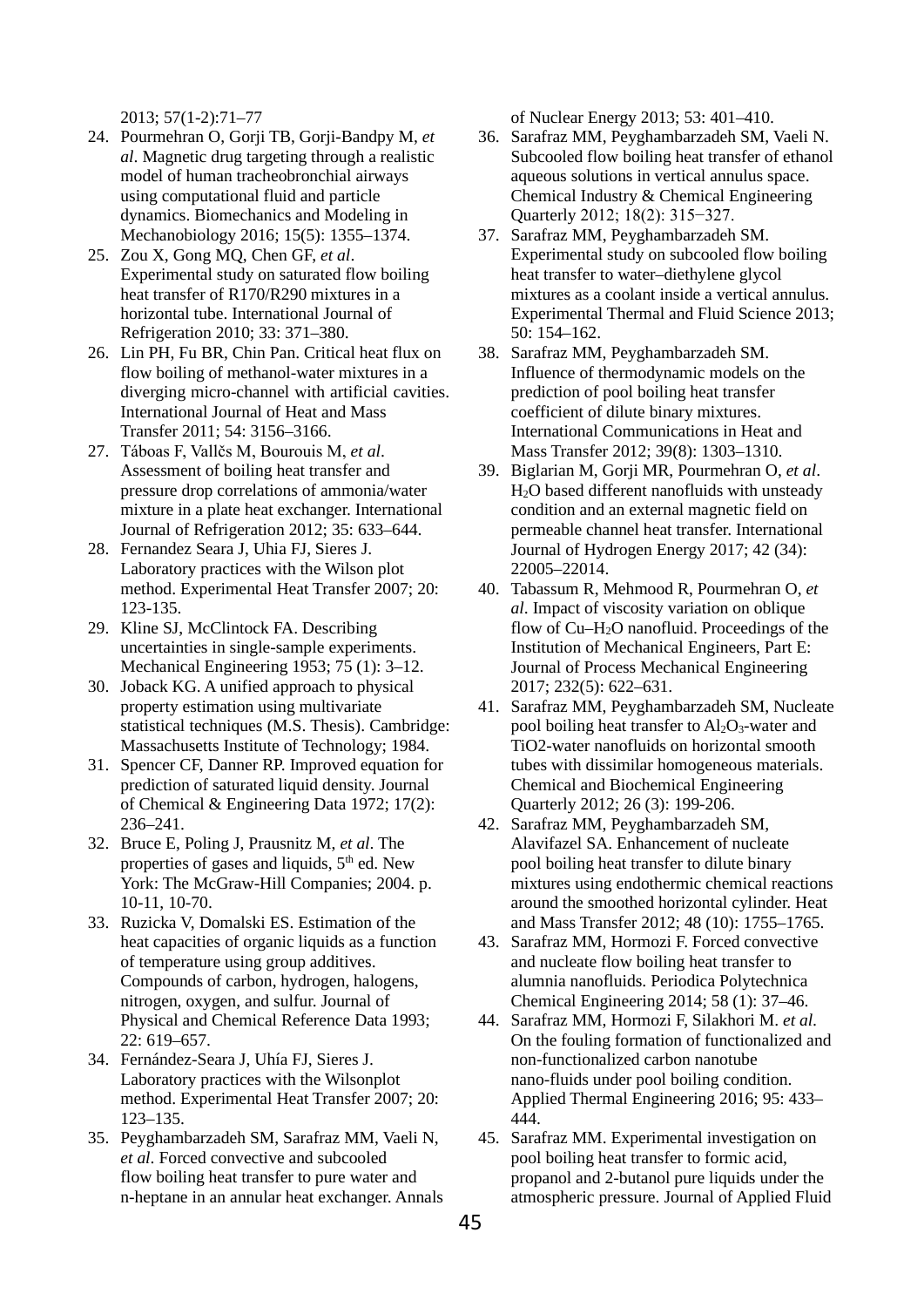2013; 57(1-2):71–77

24. Pourmehran O, Gorji TB, Gorji-Bandpy M, *et al*. Magnetic drug targeting through a realistic model of human tracheobronchial airways using computational fluid and particle dynamics. Biomechanics and Modeling in Mechanobiology 2016; 15(5): 1355–1374.
25. Zou X, Gong MQ, Chen GF, *et al*. Experimental study on saturated flow boiling heat transfer of R170/R290 mixtures in a horizontal tube. International Journal of Refrigeration 2010; 33: 371–380.
26. Lin PH, Fu BR, Chin Pan. Critical heat flux on flow boiling of methanol-water mixtures in a diverging micro-channel with artificial cavities. International Journal of Heat and Mass Transfer 2011; 54: 3156–3166.
27. Táboas F, Vallčs M, Bourouis M, *et al*. Assessment of boiling heat transfer and pressure drop correlations of ammonia/water mixture in a plate heat exchanger. International Journal of Refrigeration 2012; 35: 633–644.
28. Fernandez Seara J, Uhia FJ, Sieres J. Laboratory practices with the Wilson plot method. Experimental Heat Transfer 2007; 20: 123-135.
29. Kline SJ, McClintock FA. Describing uncertainties in single-sample experiments. Mechanical Engineering 1953; 75 (1): 3–12.
30. Joback KG. A unified approach to physical property estimation using multivariate statistical techniques (M.S. Thesis). Cambridge: Massachusetts Institute of Technology; 1984.
31. Spencer CF, Danner RP. Improved equation for prediction of saturated liquid density. Journal of Chemical & Engineering Data 1972; 17(2): 236–241.
32. Bruce E, Poling J, Prausnitz M, *et al*. The properties of gases and liquids, 5th ed. New York: The McGraw-Hill Companies; 2004. p. 10-11, 10-70.
33. Ruzicka V, Domalski ES. Estimation of the heat capacities of organic liquids as a function of temperature using group additives. Compounds of carbon, hydrogen, halogens, nitrogen, oxygen, and sulfur. Journal of Physical and Chemical Reference Data 1993; 22: 619–657.
34. Fernández-Seara J, Uhía FJ, Sieres J. Laboratory practices with the Wilsonplot method. Experimental Heat Transfer 2007; 20: 123–135.
35. Peyghambarzadeh SM, Sarafraz MM, Vaeli N, *et al*. Forced convective and subcooled flow boiling heat transfer to pure water and n-heptane in an annular heat exchanger. Annals of Nuclear Energy 2013; 53: 401–410.
36. Sarafraz MM, Peyghambarzadeh SM, Vaeli N. Subcooled flow boiling heat transfer of ethanol aqueous solutions in vertical annulus space. Chemical Industry & Chemical Engineering Quarterly 2012; 18(2): 315−327.
37. Sarafraz MM, Peyghambarzadeh SM. Experimental study on subcooled flow boiling heat transfer to water–diethylene glycol mixtures as a coolant inside a vertical annulus. Experimental Thermal and Fluid Science 2013; 50: 154–162.
38. Sarafraz MM, Peyghambarzadeh SM. Influence of thermodynamic models on the prediction of pool boiling heat transfer coefficient of dilute binary mixtures. International Communications in Heat and Mass Transfer 2012; 39(8): 1303–1310.
39. Biglarian M, Gorji MR, Pourmehran O, *et al*. $H_2O$ based different nanofluids with unsteady condition and an external magnetic field on permeable channel heat transfer. International Journal of Hydrogen Energy 2017; 42 (34): 22005–22014.
40. Tabassum R, Mehmood R, Pourmehran O, *et al*. Impact of viscosity variation on oblique flow of Cu–$H_2O$ nanofluid. Proceedings of the Institution of Mechanical Engineers, Part E: Journal of Process Mechanical Engineering 2017; 232(5): 622–631.
41. Sarafraz MM, Peyghambarzadeh SM, Nucleate pool boiling heat transfer to $Al_2O_3$-water and TiO2-water nanofluids on horizontal smooth tubes with dissimilar homogeneous materials. Chemical and Biochemical Engineering Quarterly 2012; 26 (3): 199-206.
42. Sarafraz MM, Peyghambarzadeh SM, Alavifazel SA. Enhancement of nucleate pool boiling heat transfer to dilute binary mixtures using endothermic chemical reactions around the smoothed horizontal cylinder. Heat and Mass Transfer 2012; 48 (10): 1755–1765.
43. Sarafraz MM, Hormozi F. Forced convective and nucleate flow boiling heat transfer to alumnia nanofluids. Periodica Polytechnica Chemical Engineering 2014; 58 (1): 37–46.
44. Sarafraz MM, Hormozi F, Silakhori M. *et al*. On the fouling formation of functionalized and non-functionalized carbon nanotube nano-fluids under pool boiling condition. Applied Thermal Engineering 2016; 95: 433–444.
45. Sarafraz MM. Experimental investigation on pool boiling heat transfer to formic acid, propanol and 2-butanol pure liquids under the atmospheric pressure. Journal of Applied Fluid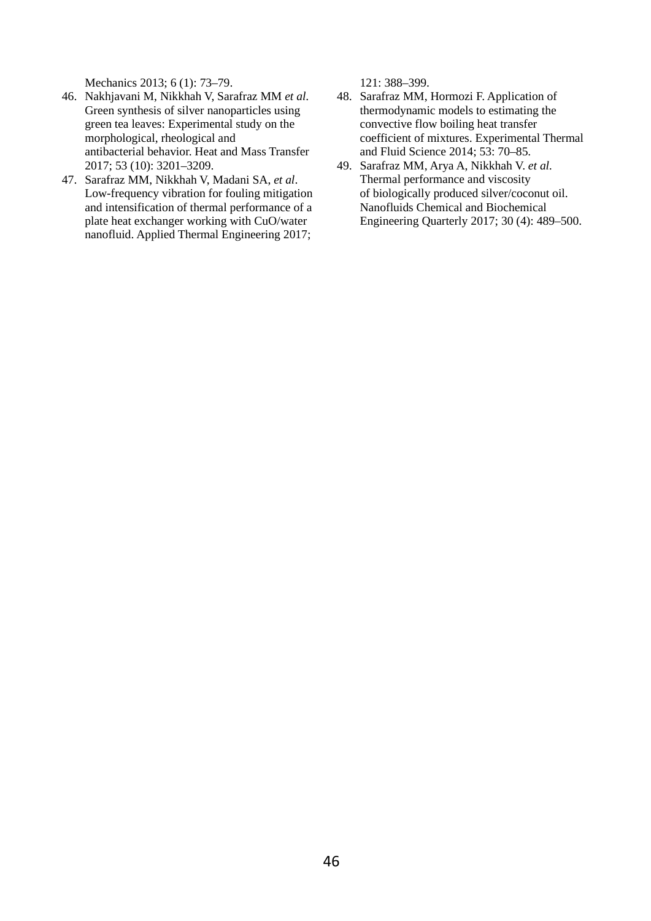Mechanics 2013; 6 (1): 73–79.

46. Nakhjavani M, Nikkhah V, Sarafraz MM *et al.* Green synthesis of silver nanoparticles using green tea leaves: Experimental study on the morphological, rheological and antibacterial behavior. Heat and Mass Transfer 2017; 53 (10): 3201–3209.
47. Sarafraz MM, Nikkhah V, Madani SA, *et al*. Low-frequency vibration for fouling mitigation and intensification of thermal performance of a plate heat exchanger working with CuO/water nanofluid. Applied Thermal Engineering 2017; 121: 388–399.
48. Sarafraz MM, Hormozi F. Application of thermodynamic models to estimating the convective flow boiling heat transfer coefficient of mixtures. Experimental Thermal and Fluid Science 2014; 53: 70–85.
49. Sarafraz MM, Arya A, Nikkhah V. *et al*. Thermal performance and viscosity of biologically produced silver/coconut oil. Nanofluids Chemical and Biochemical Engineering Quarterly 2017; 30 (4): 489–500.